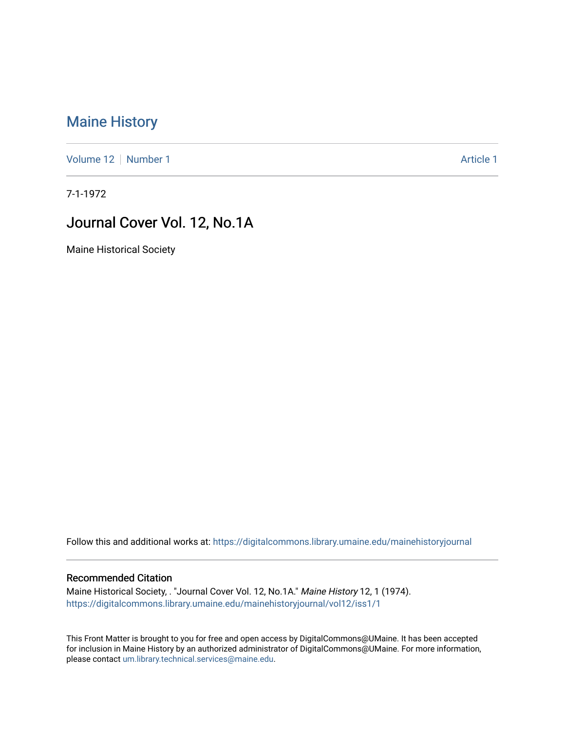# Maine History

Volume 12 | Number 1 Article 1

7-1-1972

## Journal Cover Vol. 12, No.1A

Maine Historical Society

Follow this and additional works at: https://digitalcommons.library.umaine.edu/mainehistoryjournal

### Recommended Citation

Maine Historical Society, . "Journal Cover Vol. 12, No.1A." *Maine History* 12, 1 (1974).
https://digitalcommons.library.umaine.edu/mainehistoryjournal/vol12/iss1/1

This Front Matter is brought to you for free and open access by DigitalCommons@UMaine. It has been accepted for inclusion in Maine History by an authorized administrator of DigitalCommons@UMaine. For more information, please contact um.library.technical.services@maine.edu.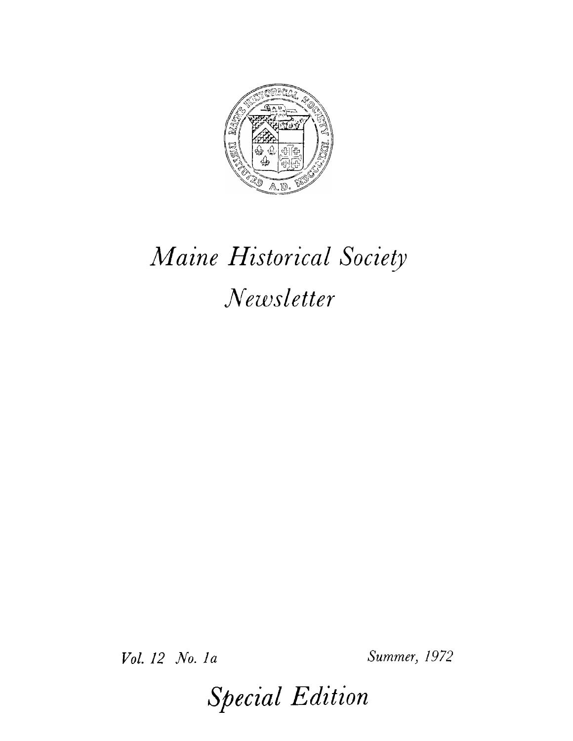# *Maine Historical Society*

# *Newsletter*

*Vol. 12 No. 1a* *Summer, 1972*

## *Special Edition*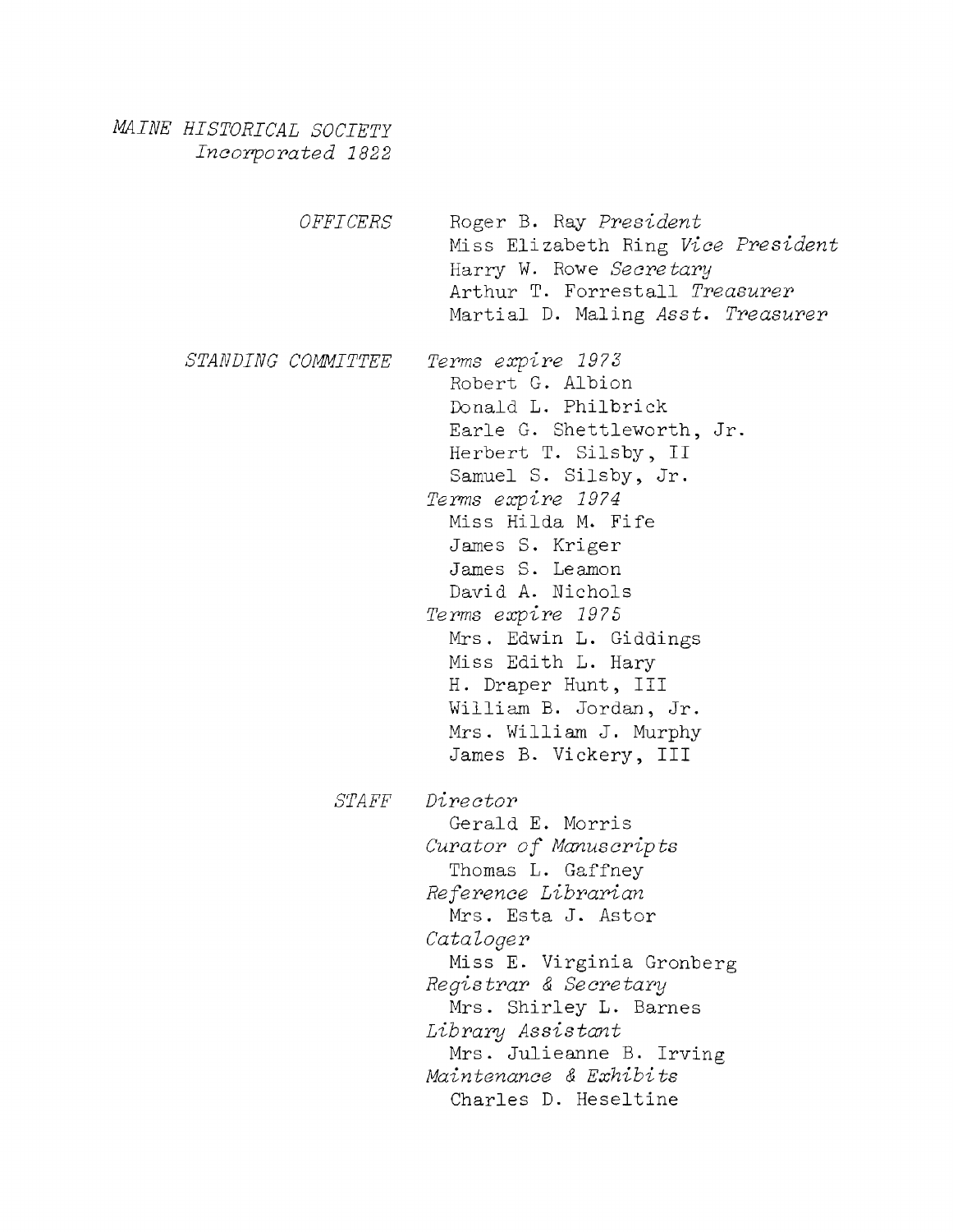*MAINE HISTORICAL SOCIETY*
*Incorporated 1822*

*OFFICERS*

Roger B. Ray *President*
Miss Elizabeth Ring *Vice President*
Harry W. Rowe *Secretary*
Arthur T. Forrestall *Treasurer*
Martial D. Maling *Asst. Treasurer*

*STANDING COMMITTEE*

*Terms expire 1973*
Robert G. Albion
Donald L. Philbrick
Earle G. Shettleworth, Jr.
Herbert T. Silsby, II
Samuel S. Silsby, Jr.

*Terms expire 1974*
Miss Hilda M. Fife
James S. Kriger
James S. Leamon
David A. Nichols

*Terms expire 1975*
Mrs. Edwin L. Giddings
Miss Edith L. Hary
H. Draper Hunt, III
William B. Jordan, Jr.
Mrs. William J. Murphy
James B. Vickery, III

*STAFF*

*Director*
Gerald E. Morris

*Curator of Manuscripts*
Thomas L. Gaffney

*Reference Librarian*
Mrs. Esta J. Astor

*Cataloger*
Miss E. Virginia Gronberg

*Registrar & Secretary*
Mrs. Shirley L. Barnes

*Library Assistant*
Mrs. Julieanne B. Irving

*Maintenance & Exhibits*
Charles D. Heseltine